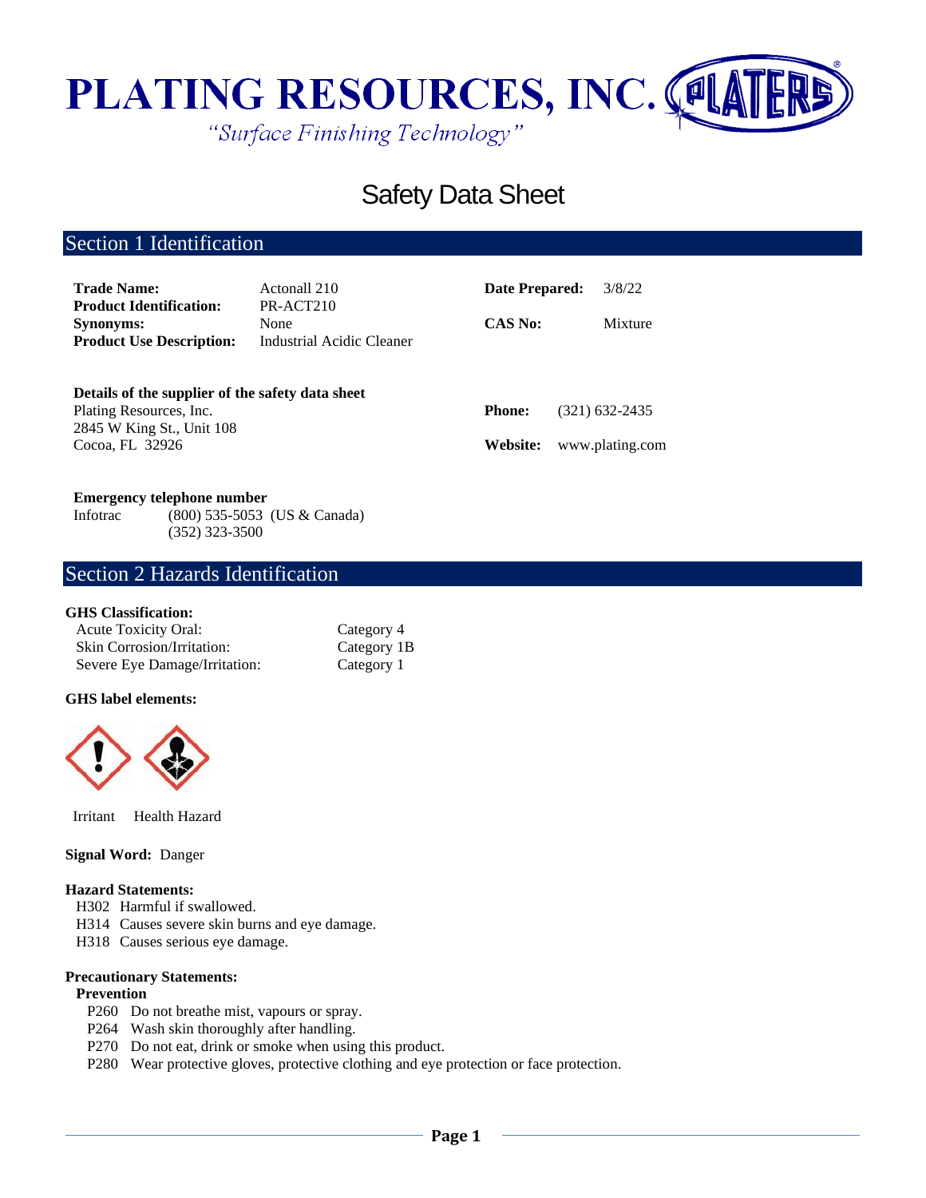# PLATING RESOURCES, INC.

*"Surface Finishing Technology"*

# Safety Data Sheet

## Section 1 Identification

**Trade Name:** Actonall 210
**Product Identification:** PR-ACT210
**Synonyms:** None
**Product Use Description:** Industrial Acidic Cleaner

**Date Prepared:** 3/8/22
**CAS No:** Mixture

**Details of the supplier of the safety data sheet**
Plating Resources, Inc.
2845 W King St., Unit 108
Cocoa, FL 32926

**Phone:** (321) 632-2435
**Website:** www.plating.com

**Emergency telephone number**
Infotrac (800) 535-5053 (US & Canada)
(352) 323-3500

## Section 2 Hazards Identification

**GHS Classification:**

| | |
|---|---|
| Acute Toxicity Oral: | Category 4 |
| Skin Corrosion/Irritation: | Category 1B |
| Severe Eye Damage/Irritation: | Category 1 |

**GHS label elements:**

Irritant Health Hazard

**Signal Word:** Danger

**Hazard Statements:**

- H302 Harmful if swallowed.
- H314 Causes severe skin burns and eye damage.
- H318 Causes serious eye damage.

**Precautionary Statements:**

**Prevention**

- P260 Do not breathe mist, vapours or spray.
- P264 Wash skin thoroughly after handling.
- P270 Do not eat, drink or smoke when using this product.
- P280 Wear protective gloves, protective clothing and eye protection or face protection.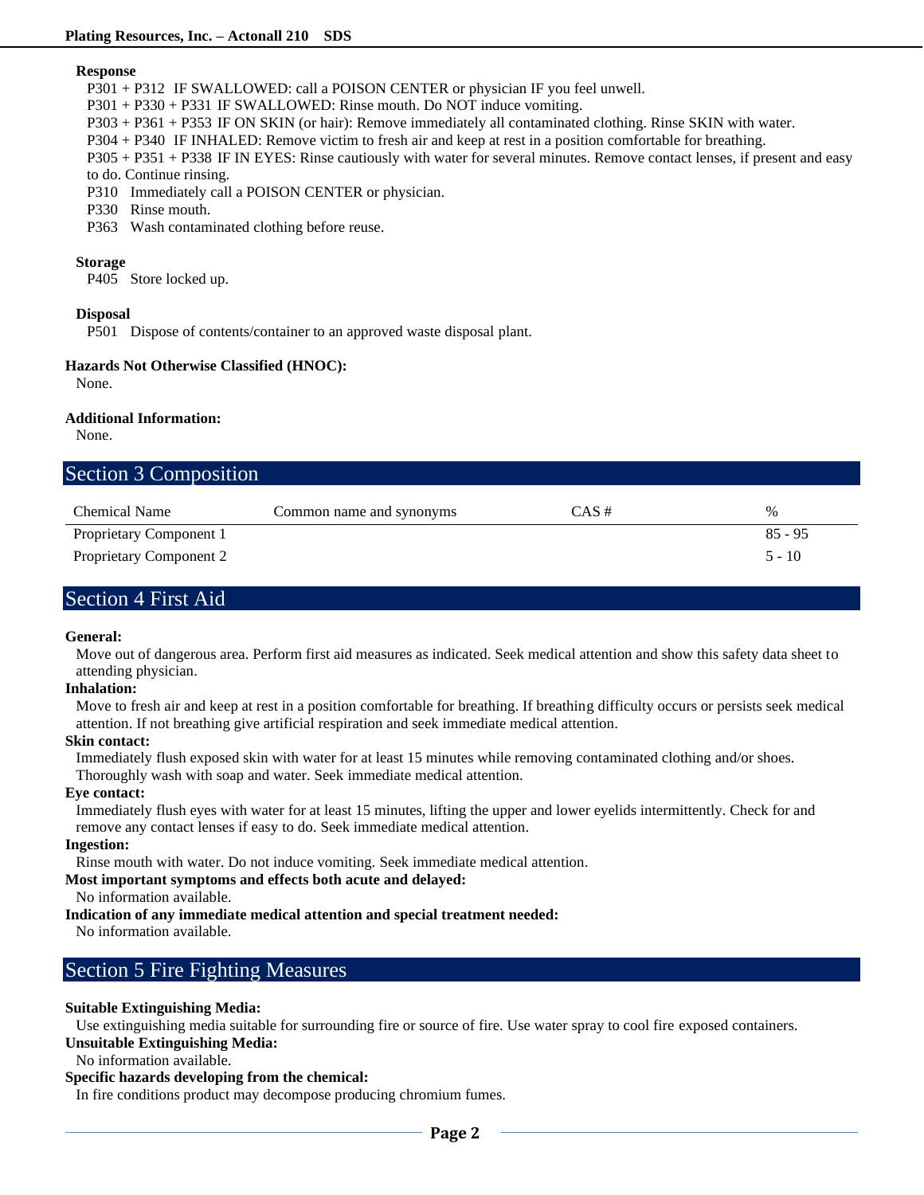**Response**

P301 + P312 IF SWALLOWED: call a POISON CENTER or physician IF you feel unwell.
P301 + P330 + P331 IF SWALLOWED: Rinse mouth. Do NOT induce vomiting.
P303 + P361 + P353 IF ON SKIN (or hair): Remove immediately all contaminated clothing. Rinse SKIN with water.
P304 + P340 IF INHALED: Remove victim to fresh air and keep at rest in a position comfortable for breathing.
P305 + P351 + P338 IF IN EYES: Rinse cautiously with water for several minutes. Remove contact lenses, if present and easy to do. Continue rinsing.
P310 Immediately call a POISON CENTER or physician.
P330 Rinse mouth.
P363 Wash contaminated clothing before reuse.

**Storage**

P405 Store locked up.

**Disposal**

P501 Dispose of contents/container to an approved waste disposal plant.

**Hazards Not Otherwise Classified (HNOC):**

None.

**Additional Information:**

None.

## Section 3 Composition

| Chemical Name | Common name and synonyms | CAS # | % |
|---|---|---|---|
| Proprietary Component 1 | | | 85 - 95 |
| Proprietary Component 2 | | | 5 - 10 |

## Section 4 First Aid

**General:**
Move out of dangerous area. Perform first aid measures as indicated. Seek medical attention and show this safety data sheet to attending physician.

**Inhalation:**
Move to fresh air and keep at rest in a position comfortable for breathing. If breathing difficulty occurs or persists seek medical attention. If not breathing give artificial respiration and seek immediate medical attention.

**Skin contact:**
Immediately flush exposed skin with water for at least 15 minutes while removing contaminated clothing and/or shoes. Thoroughly wash with soap and water. Seek immediate medical attention.

**Eye contact:**
Immediately flush eyes with water for at least 15 minutes, lifting the upper and lower eyelids intermittently. Check for and remove any contact lenses if easy to do. Seek immediate medical attention.

**Ingestion:**
Rinse mouth with water. Do not induce vomiting. Seek immediate medical attention.

**Most important symptoms and effects both acute and delayed:**
No information available.

**Indication of any immediate medical attention and special treatment needed:**
No information available.

## Section 5 Fire Fighting Measures

**Suitable Extinguishing Media:**
Use extinguishing media suitable for surrounding fire or source of fire. Use water spray to cool fire exposed containers.

**Unsuitable Extinguishing Media:**
No information available.

**Specific hazards developing from the chemical:**
In fire conditions product may decompose producing chromium fumes.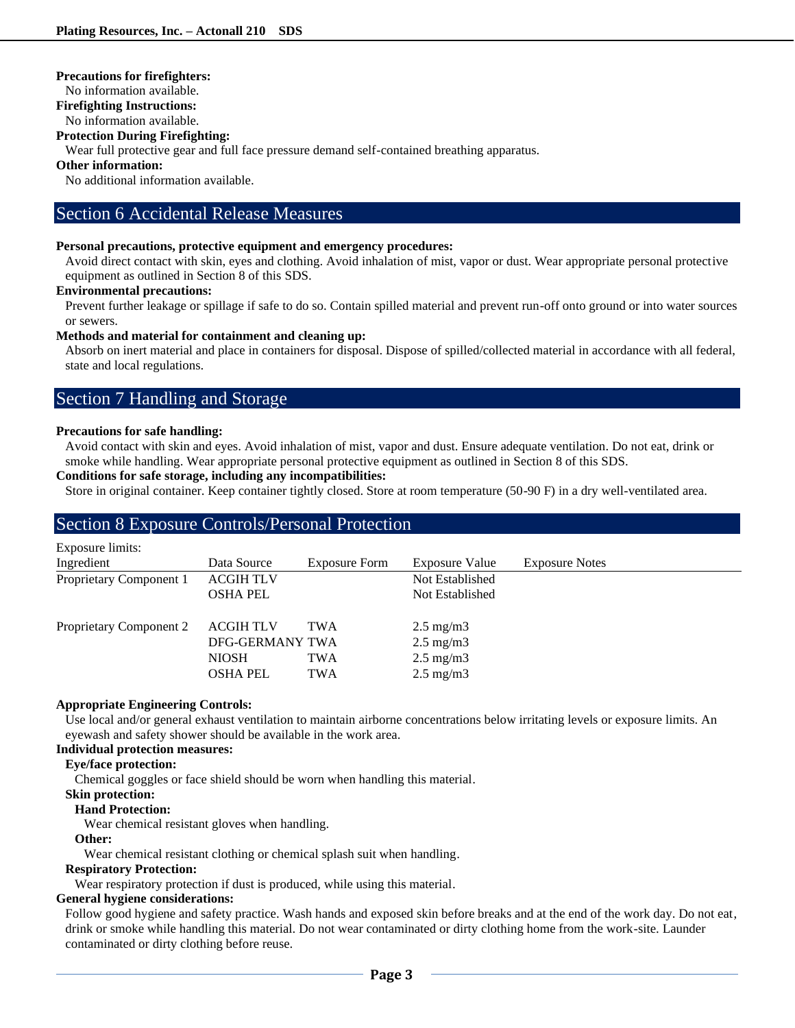**Precautions for firefighters:**

No information available.

**Firefighting Instructions:**

No information available.

**Protection During Firefighting:**

Wear full protective gear and full face pressure demand self-contained breathing apparatus.

**Other information:**

No additional information available.

## Section 6 Accidental Release Measures

**Personal precautions, protective equipment and emergency procedures:**

Avoid direct contact with skin, eyes and clothing. Avoid inhalation of mist, vapor or dust. Wear appropriate personal protective equipment as outlined in Section 8 of this SDS.

**Environmental precautions:**

Prevent further leakage or spillage if safe to do so. Contain spilled material and prevent run-off onto ground or into water sources or sewers.

**Methods and material for containment and cleaning up:**

Absorb on inert material and place in containers for disposal. Dispose of spilled/collected material in accordance with all federal, state and local regulations.

## Section 7 Handling and Storage

**Precautions for safe handling:**

Avoid contact with skin and eyes. Avoid inhalation of mist, vapor and dust. Ensure adequate ventilation. Do not eat, drink or smoke while handling. Wear appropriate personal protective equipment as outlined in Section 8 of this SDS.

**Conditions for safe storage, including any incompatibilities:**

Store in original container. Keep container tightly closed. Store at room temperature (50-90 F) in a dry well-ventilated area.

## Section 8 Exposure Controls/Personal Protection

Exposure limits:

| Ingredient | Data Source | Exposure Form | Exposure Value | Exposure Notes |
|---|---|---|---|---|
| Proprietary Component 1 | ACGIH TLV | | Not Established | |
| | OSHA PEL | | Not Established | |
| Proprietary Component 2 | ACGIH TLV | TWA | 2.5 mg/m3 | |
| | DFG-GERMANY | TWA | 2.5 mg/m3 | |
| | NIOSH | TWA | 2.5 mg/m3 | |
| | OSHA PEL | TWA | 2.5 mg/m3 | |

**Appropriate Engineering Controls:**

Use local and/or general exhaust ventilation to maintain airborne concentrations below irritating levels or exposure limits. An eyewash and safety shower should be available in the work area.

**Individual protection measures:**

**Eye/face protection:**

Chemical goggles or face shield should be worn when handling this material.

**Skin protection:**

**Hand Protection:**

Wear chemical resistant gloves when handling.

**Other:**

Wear chemical resistant clothing or chemical splash suit when handling.

**Respiratory Protection:**

Wear respiratory protection if dust is produced, while using this material.

**General hygiene considerations:**

Follow good hygiene and safety practice. Wash hands and exposed skin before breaks and at the end of the work day. Do not eat, drink or smoke while handling this material. Do not wear contaminated or dirty clothing home from the work-site. Launder contaminated or dirty clothing before reuse.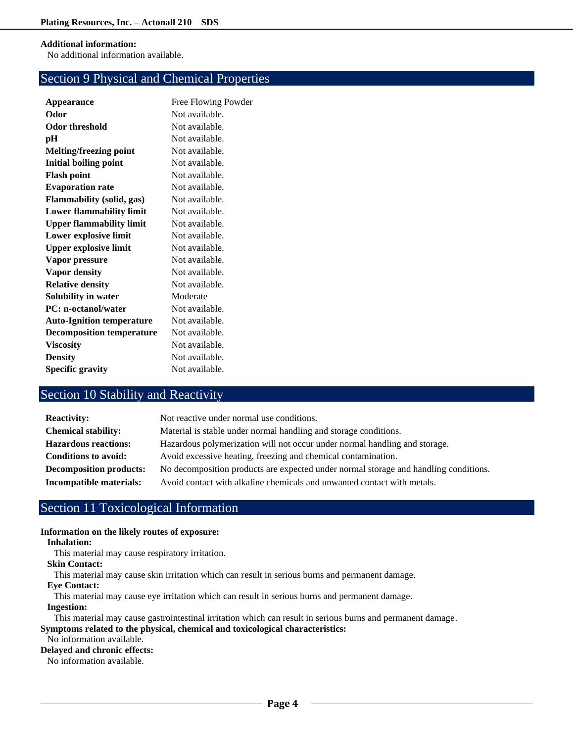**Additional information:**

No additional information available.

## Section 9 Physical and Chemical Properties

| | |
|---|---|
| **Appearance** | Free Flowing Powder |
| **Odor** | Not available. |
| **Odor threshold** | Not available. |
| **pH** | Not available. |
| **Melting/freezing point** | Not available. |
| **Initial boiling point** | Not available. |
| **Flash point** | Not available. |
| **Evaporation rate** | Not available. |
| **Flammability (solid, gas)** | Not available. |
| **Lower flammability limit** | Not available. |
| **Upper flammability limit** | Not available. |
| **Lower explosive limit** | Not available. |
| **Upper explosive limit** | Not available. |
| **Vapor pressure** | Not available. |
| **Vapor density** | Not available. |
| **Relative density** | Not available. |
| **Solubility in water** | Moderate |
| **PC: n-octanol/water** | Not available. |
| **Auto-Ignition temperature** | Not available. |
| **Decomposition temperature** | Not available. |
| **Viscosity** | Not available. |
| **Density** | Not available. |
| **Specific gravity** | Not available. |

## Section 10 Stability and Reactivity

| | |
|---|---|
| **Reactivity:** | Not reactive under normal use conditions. |
| **Chemical stability:** | Material is stable under normal handling and storage conditions. |
| **Hazardous reactions:** | Hazardous polymerization will not occur under normal handling and storage. |
| **Conditions to avoid:** | Avoid excessive heating, freezing and chemical contamination. |
| **Decomposition products:** | No decomposition products are expected under normal storage and handling conditions. |
| **Incompatible materials:** | Avoid contact with alkaline chemicals and unwanted contact with metals. |

## Section 11 Toxicological Information

**Information on the likely routes of exposure:**

**Inhalation:**

This material may cause respiratory irritation.

**Skin Contact:**

This material may cause skin irritation which can result in serious burns and permanent damage.

**Eye Contact:**

This material may cause eye irritation which can result in serious burns and permanent damage.

**Ingestion:**

This material may cause gastrointestinal irritation which can result in serious burns and permanent damage.

**Symptoms related to the physical, chemical and toxicological characteristics:**

No information available.

**Delayed and chronic effects:**

No information available.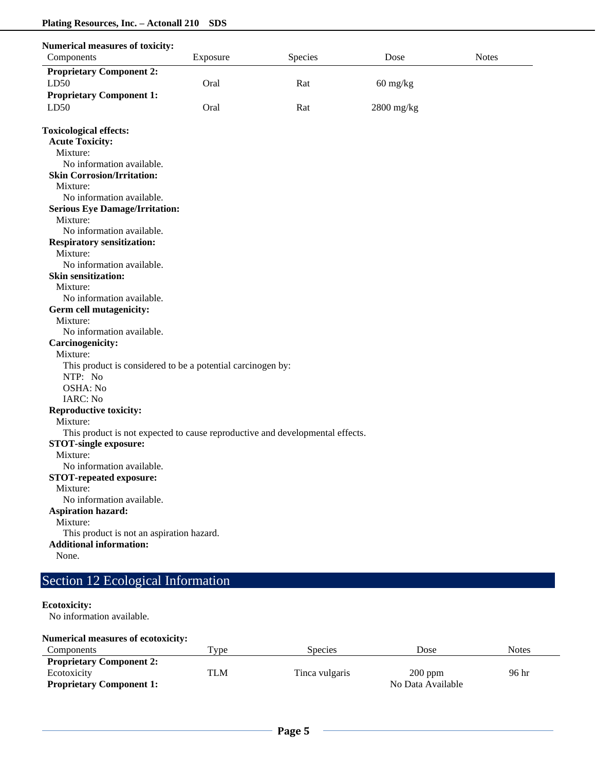**Numerical measures of toxicity:**

| Components | Exposure | Species | Dose | Notes |
|---|---|---|---|---|
| **Proprietary Component 2:** | | | | |
| LD50 | Oral | Rat | 60 mg/kg | |
| **Proprietary Component 1:** | | | | |
| LD50 | Oral | Rat | 2800 mg/kg | |

**Toxicological effects:**

**Acute Toxicity:**
Mixture:
No information available.

**Skin Corrosion/Irritation:**
Mixture:
No information available.

**Serious Eye Damage/Irritation:**
Mixture:
No information available.

**Respiratory sensitization:**
Mixture:
No information available.

**Skin sensitization:**
Mixture:
No information available.

**Germ cell mutagenicity:**
Mixture:
No information available.

**Carcinogenicity:**
Mixture:
This product is considered to be a potential carcinogen by:
NTP: No
OSHA: No
IARC: No

**Reproductive toxicity:**
Mixture:
This product is not expected to cause reproductive and developmental effects.

**STOT-single exposure:**
Mixture:
No information available.

**STOT-repeated exposure:**
Mixture:
No information available.

**Aspiration hazard:**
Mixture:
This product is not an aspiration hazard.

**Additional information:**
None.

## Section 12 Ecological Information

**Ecotoxicity:**
No information available.

**Numerical measures of ecotoxicity:**

| Components | Type | Species | Dose | Notes |
|---|---|---|---|---|
| **Proprietary Component 2:** | | | | |
| Ecotoxicity | TLM | Tinca vulgaris | 200 ppm | 96 hr |
| **Proprietary Component 1:** | | | No Data Available | |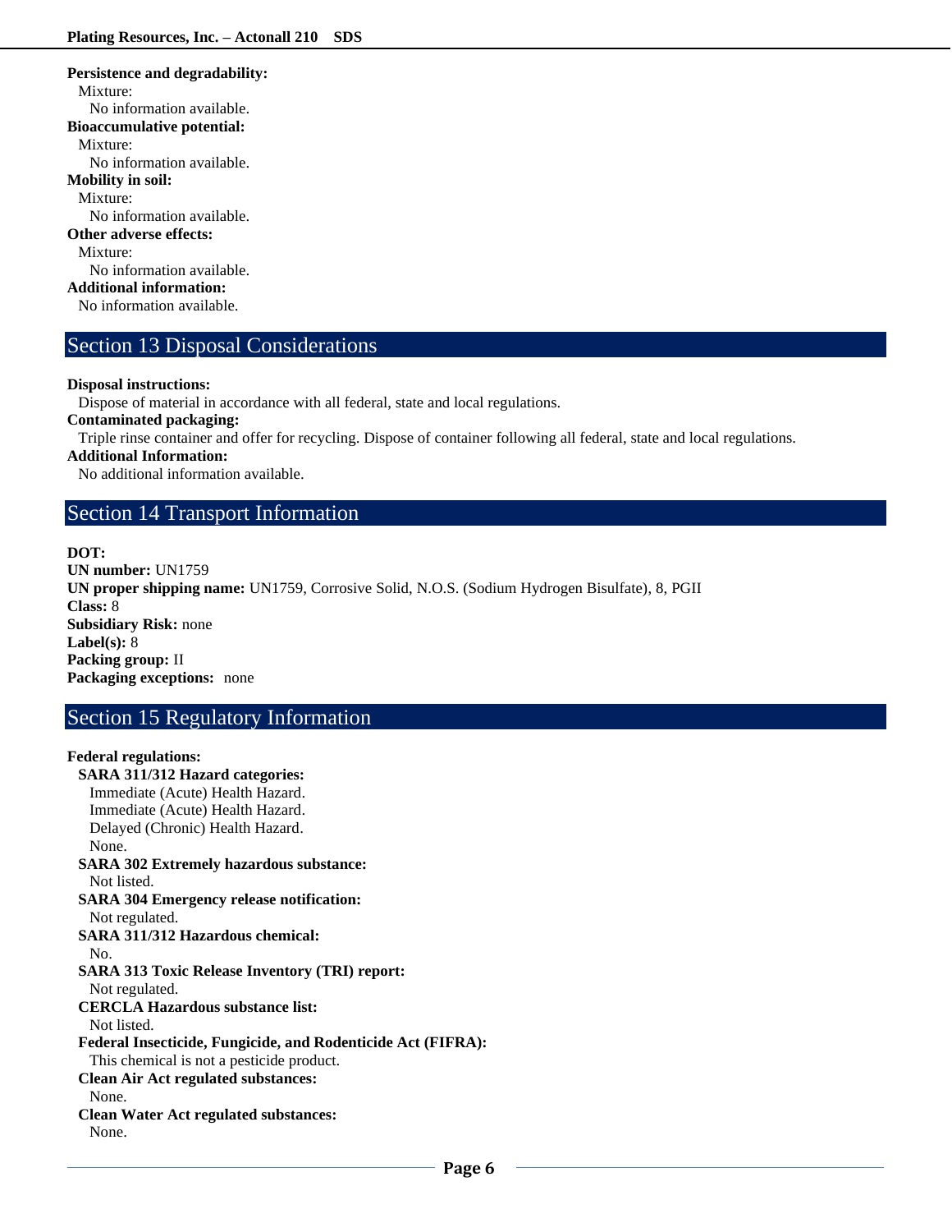**Persistence and degradability:**

Mixture:

No information available.

**Bioaccumulative potential:**

Mixture:

No information available.

**Mobility in soil:**

Mixture:

No information available.

**Other adverse effects:**

Mixture:

No information available.

**Additional information:**

No information available.

## Section 13 Disposal Considerations

**Disposal instructions:**

Dispose of material in accordance with all federal, state and local regulations.

**Contaminated packaging:**

Triple rinse container and offer for recycling. Dispose of container following all federal, state and local regulations.

**Additional Information:**

No additional information available.

## Section 14 Transport Information

**DOT:**

**UN number:** UN1759

**UN proper shipping name:** UN1759, Corrosive Solid, N.O.S. (Sodium Hydrogen Bisulfate), 8, PGII

**Class:** 8

**Subsidiary Risk:** none

**Label(s):** 8

**Packing group:** II

**Packaging exceptions:** none

## Section 15 Regulatory Information

**Federal regulations:**

**SARA 311/312 Hazard categories:**

Immediate (Acute) Health Hazard.
Immediate (Acute) Health Hazard.
Delayed (Chronic) Health Hazard.
None.

**SARA 302 Extremely hazardous substance:**

Not listed.

**SARA 304 Emergency release notification:**

Not regulated.

**SARA 311/312 Hazardous chemical:**

No.

**SARA 313 Toxic Release Inventory (TRI) report:**

Not regulated.

**CERCLA Hazardous substance list:**

Not listed.

**Federal Insecticide, Fungicide, and Rodenticide Act (FIFRA):**

This chemical is not a pesticide product.

**Clean Air Act regulated substances:**

None.

**Clean Water Act regulated substances:**

None.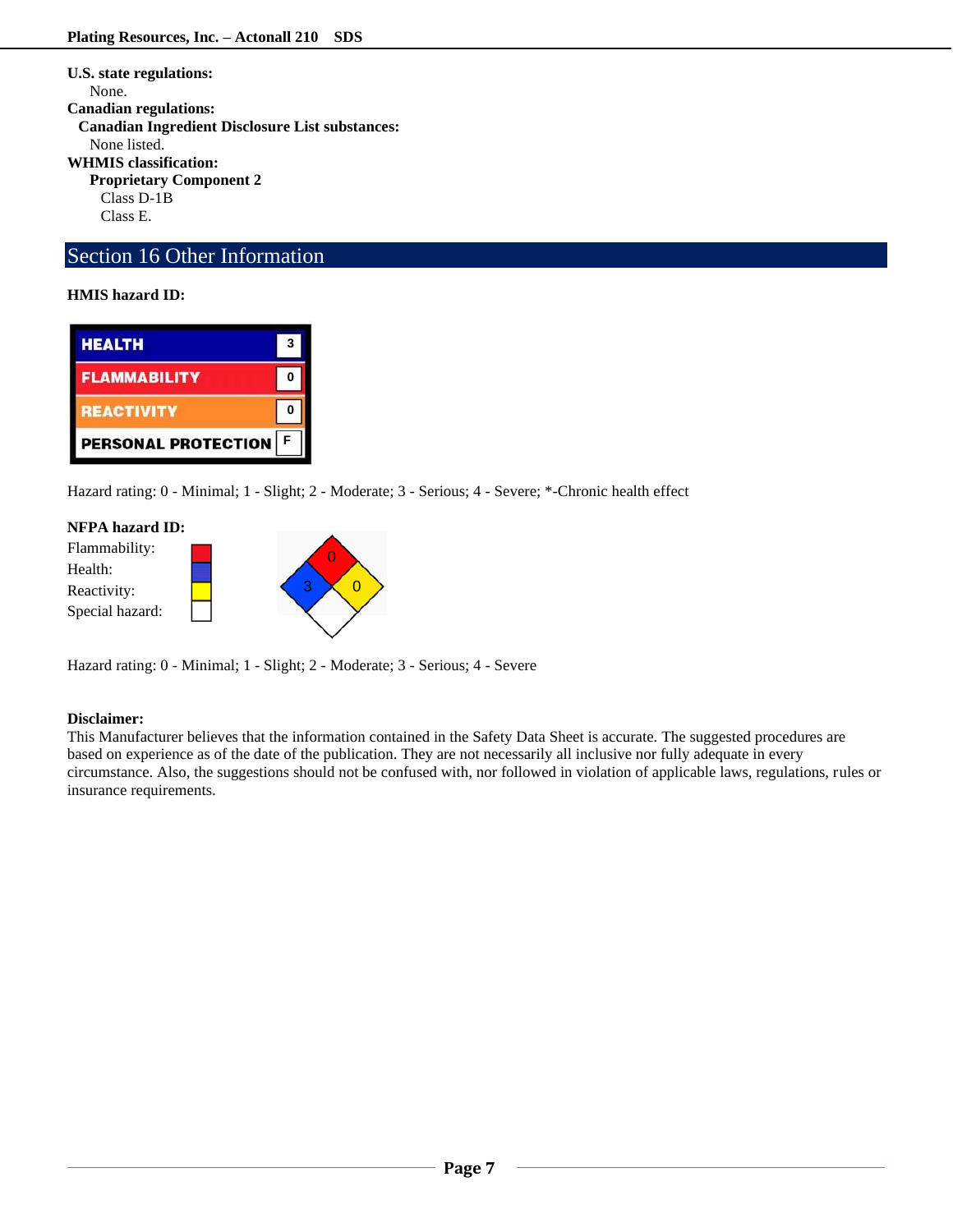**U.S. state regulations:**

None.

**Canadian regulations:**

**Canadian Ingredient Disclosure List substances:**

None listed.

**WHMIS classification:**

**Proprietary Component 2**

Class D-1B

Class E.

## Section 16 Other Information

**HMIS hazard ID:**

| | |
|---|---|
| HEALTH | 3 |
| FLAMMABILITY | 0 |
| REACTIVITY | 0 |
| PERSONAL PROTECTION | F |

Hazard rating: 0 - Minimal; 1 - Slight; 2 - Moderate; 3 - Serious; 4 - Severe; *-Chronic health effect

**NFPA hazard ID:**

Flammability:

Health:

Reactivity:

Special hazard:

0

3

0

Hazard rating: 0 - Minimal; 1 - Slight; 2 - Moderate; 3 - Serious; 4 - Severe

**Disclaimer:**

This Manufacturer believes that the information contained in the Safety Data Sheet is accurate. The suggested procedures are based on experience as of the date of the publication. They are not necessarily all inclusive nor fully adequate in every circumstance. Also, the suggestions should not be confused with, nor followed in violation of applicable laws, regulations, rules or insurance requirements.